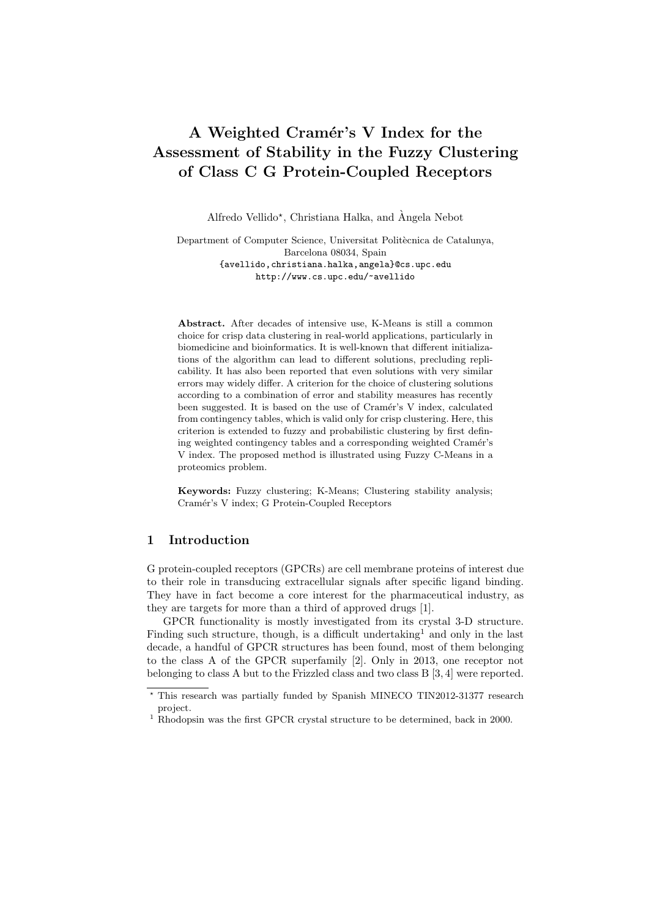# A Weighted Cramér's V Index for the Assessment of Stability in the Fuzzy Clustering of Class C G Protein-Coupled Receptors

Alfredo Vellido*, Christiana Halka, and Àngela Nebot

Department of Computer Science, Universitat Politècnica de Catalunya,
Barcelona 08034, Spain
{avellido,christiana.halka,angela}@cs.upc.edu
http://www.cs.upc.edu/~avellido

**Abstract.** After decades of intensive use, K-Means is still a common choice for crisp data clustering in real-world applications, particularly in biomedicine and bioinformatics. It is well-known that different initializations of the algorithm can lead to different solutions, precluding replicability. It has also been reported that even solutions with very similar errors may widely differ. A criterion for the choice of clustering solutions according to a combination of error and stability measures has recently been suggested. It is based on the use of Cramér's V index, calculated from contingency tables, which is valid only for crisp clustering. Here, this criterion is extended to fuzzy and probabilistic clustering by first defining weighted contingency tables and a corresponding weighted Cramér's V index. The proposed method is illustrated using Fuzzy C-Means in a proteomics problem.

**Keywords:** Fuzzy clustering; K-Means; Clustering stability analysis; Cramér's V index; G Protein-Coupled Receptors

## 1 Introduction

G protein-coupled receptors (GPCRs) are cell membrane proteins of interest due to their role in transducing extracellular signals after specific ligand binding. They have in fact become a core interest for the pharmaceutical industry, as they are targets for more than a third of approved drugs [1].

GPCR functionality is mostly investigated from its crystal 3-D structure. Finding such structure, though, is a difficult undertaking[1] and only in the last decade, a handful of GPCR structures has been found, most of them belonging to the class A of the GPCR superfamily [2]. Only in 2013, one receptor not belonging to class A but to the Frizzled class and two class B [3, 4] were reported.

* This research was partially funded by Spanish MINECO TIN2012-31377 research project.

[1] Rhodopsin was the first GPCR crystal structure to be determined, back in 2000.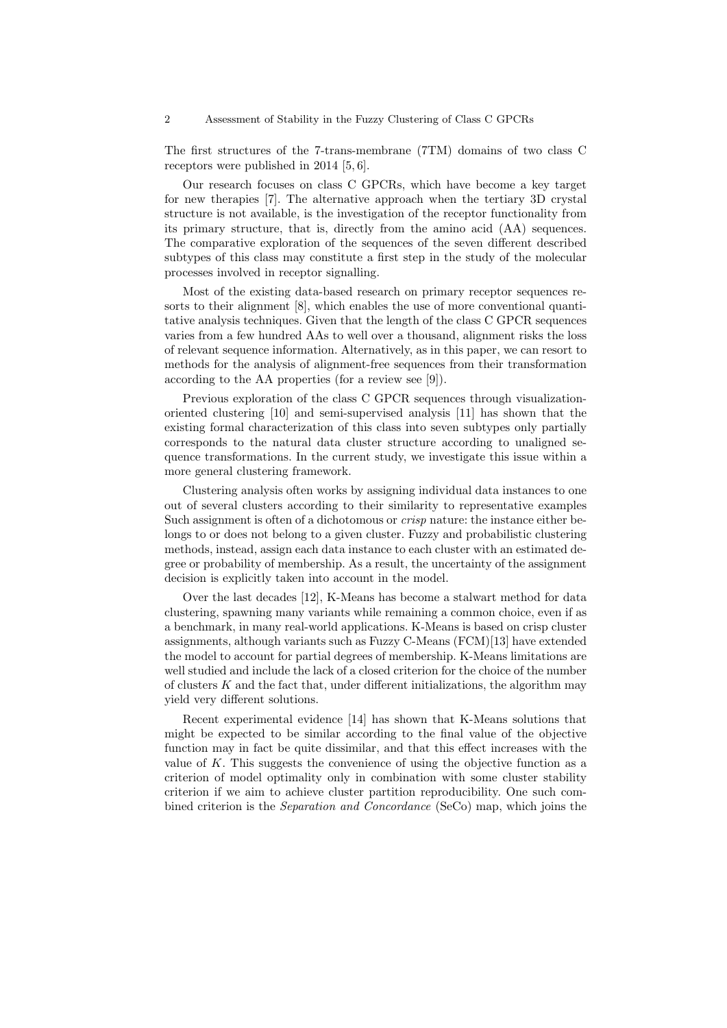The first structures of the 7-trans-membrane (7TM) domains of two class C receptors were published in 2014 [5, 6].

Our research focuses on class C GPCRs, which have become a key target for new therapies [7]. The alternative approach when the tertiary 3D crystal structure is not available, is the investigation of the receptor functionality from its primary structure, that is, directly from the amino acid (AA) sequences. The comparative exploration of the sequences of the seven different described subtypes of this class may constitute a first step in the study of the molecular processes involved in receptor signalling.

Most of the existing data-based research on primary receptor sequences resorts to their alignment [8], which enables the use of more conventional quantitative analysis techniques. Given that the length of the class C GPCR sequences varies from a few hundred AAs to well over a thousand, alignment risks the loss of relevant sequence information. Alternatively, as in this paper, we can resort to methods for the analysis of alignment-free sequences from their transformation according to the AA properties (for a review see [9]).

Previous exploration of the class C GPCR sequences through visualization-oriented clustering [10] and semi-supervised analysis [11] has shown that the existing formal characterization of this class into seven subtypes only partially corresponds to the natural data cluster structure according to unaligned sequence transformations. In the current study, we investigate this issue within a more general clustering framework.

Clustering analysis often works by assigning individual data instances to one out of several clusters according to their similarity to representative examples Such assignment is often of a dichotomous or *crisp* nature: the instance either belongs to or does not belong to a given cluster. Fuzzy and probabilistic clustering methods, instead, assign each data instance to each cluster with an estimated degree or probability of membership. As a result, the uncertainty of the assignment decision is explicitly taken into account in the model.

Over the last decades [12], K-Means has become a stalwart method for data clustering, spawning many variants while remaining a common choice, even if as a benchmark, in many real-world applications. K-Means is based on crisp cluster assignments, although variants such as Fuzzy C-Means (FCM)[13] have extended the model to account for partial degrees of membership. K-Means limitations are well studied and include the lack of a closed criterion for the choice of the number of clusters $K$ and the fact that, under different initializations, the algorithm may yield very different solutions.

Recent experimental evidence [14] has shown that K-Means solutions that might be expected to be similar according to the final value of the objective function may in fact be quite dissimilar, and that this effect increases with the value of $K$. This suggests the convenience of using the objective function as a criterion of model optimality only in combination with some cluster stability criterion if we aim to achieve cluster partition reproducibility. One such combined criterion is the *Separation and Concordance* (SeCo) map, which joins the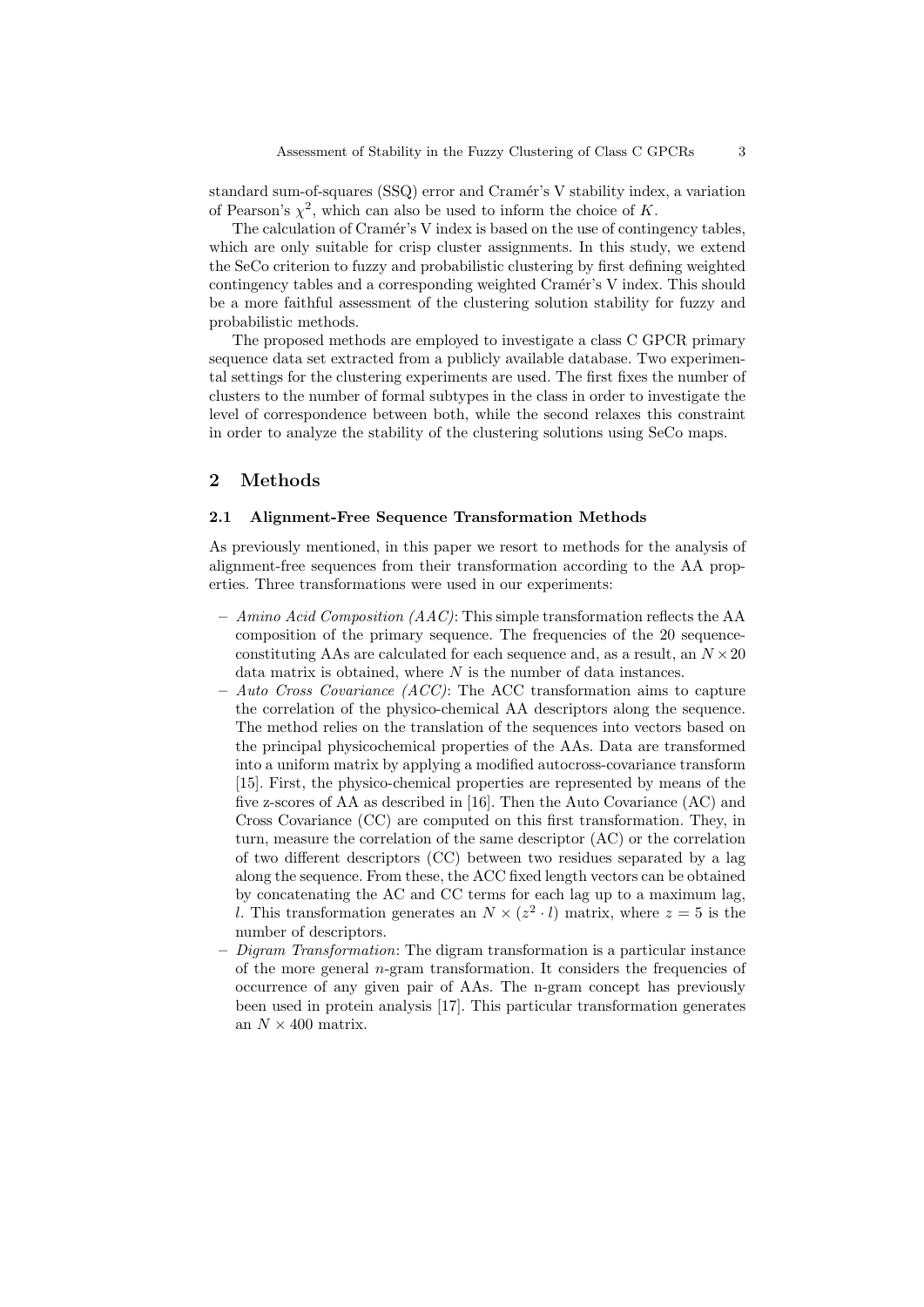standard sum-of-squares (SSQ) error and Cramér's V stability index, a variation of Pearson's $\chi^2$, which can also be used to inform the choice of $K$.

The calculation of Cramér's V index is based on the use of contingency tables, which are only suitable for crisp cluster assignments. In this study, we extend the SeCo criterion to fuzzy and probabilistic clustering by first defining weighted contingency tables and a corresponding weighted Cramér's V index. This should be a more faithful assessment of the clustering solution stability for fuzzy and probabilistic methods.

The proposed methods are employed to investigate a class C GPCR primary sequence data set extracted from a publicly available database. Two experimental settings for the clustering experiments are used. The first fixes the number of clusters to the number of formal subtypes in the class in order to investigate the level of correspondence between both, while the second relaxes this constraint in order to analyze the stability of the clustering solutions using SeCo maps.

## 2 Methods

### 2.1 Alignment-Free Sequence Transformation Methods

As previously mentioned, in this paper we resort to methods for the analysis of alignment-free sequences from their transformation according to the AA properties. Three transformations were used in our experiments:

- *Amino Acid Composition (AAC)*: This simple transformation reflects the AA composition of the primary sequence. The frequencies of the 20 sequence-constituting AAs are calculated for each sequence and, as a result, an $N \times 20$ data matrix is obtained, where $N$ is the number of data instances.
- *Auto Cross Covariance (ACC)*: The ACC transformation aims to capture the correlation of the physico-chemical AA descriptors along the sequence. The method relies on the translation of the sequences into vectors based on the principal physicochemical properties of the AAs. Data are transformed into a uniform matrix by applying a modified autocross-covariance transform [15]. First, the physico-chemical properties are represented by means of the five z-scores of AA as described in [16]. Then the Auto Covariance (AC) and Cross Covariance (CC) are computed on this first transformation. They, in turn, measure the correlation of the same descriptor (AC) or the correlation of two different descriptors (CC) between two residues separated by a lag along the sequence. From these, the ACC fixed length vectors can be obtained by concatenating the AC and CC terms for each lag up to a maximum lag, $l$. This transformation generates an $N \times (z^2 \cdot l)$ matrix, where $z = 5$ is the number of descriptors.
- *Digram Transformation*: The digram transformation is a particular instance of the more general $n$-gram transformation. It considers the frequencies of occurrence of any given pair of AAs. The n-gram concept has previously been used in protein analysis [17]. This particular transformation generates an $N \times 400$ matrix.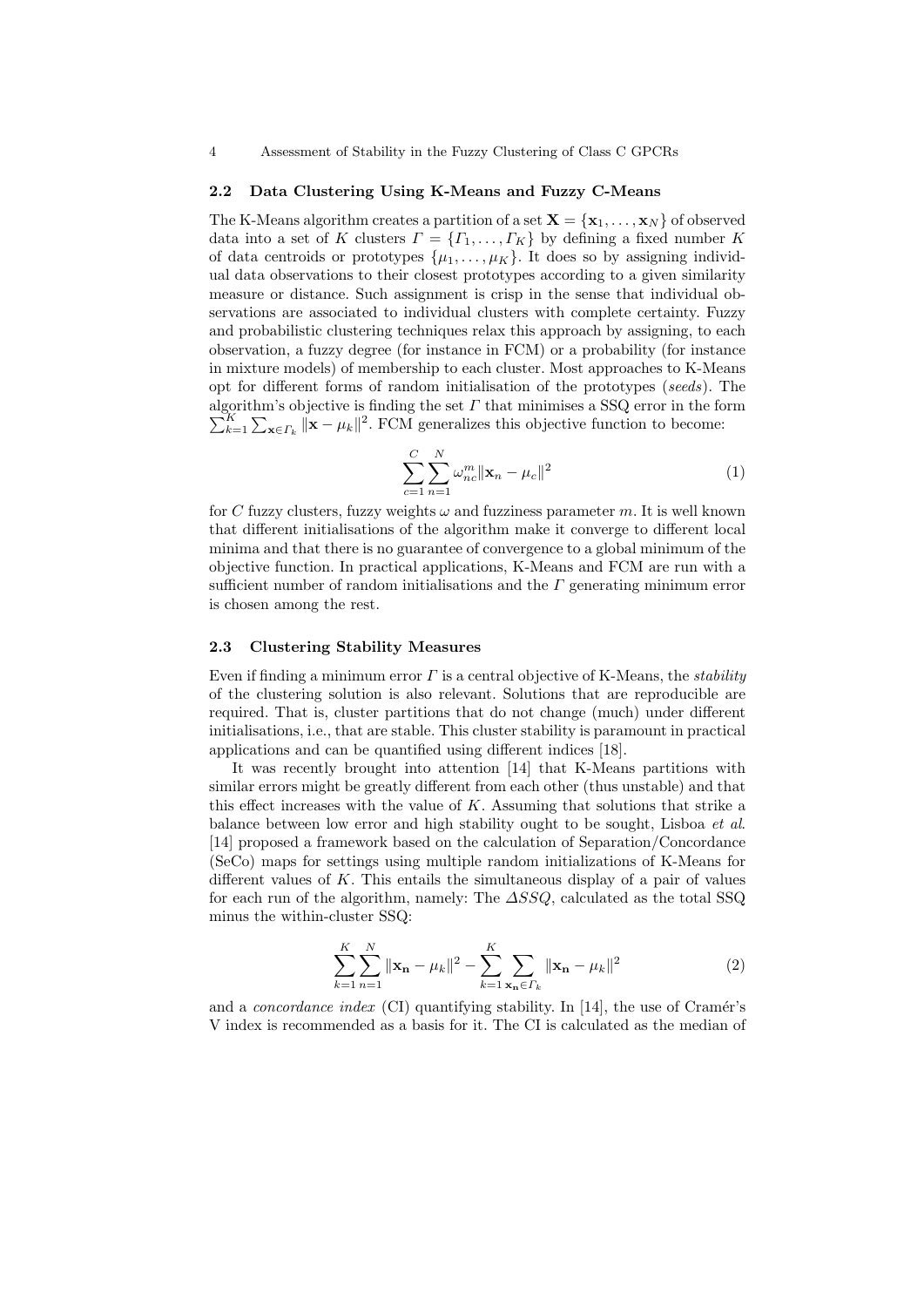### 2.2 Data Clustering Using K-Means and Fuzzy C-Means

The K-Means algorithm creates a partition of a set $\mathbf{X} = \{\mathbf{x}_1, \ldots, \mathbf{x}_N\}$ of observed data into a set of $K$ clusters $\Gamma = \{\Gamma_1, \ldots, \Gamma_K\}$ by defining a fixed number $K$ of data centroids or prototypes $\{\mu_1, \ldots, \mu_K\}$. It does so by assigning individual data observations to their closest prototypes according to a given similarity measure or distance. Such assignment is crisp in the sense that individual observations are associated to individual clusters with complete certainty. Fuzzy and probabilistic clustering techniques relax this approach by assigning, to each observation, a fuzzy degree (for instance in FCM) or a probability (for instance in mixture models) of membership to each cluster. Most approaches to K-Means opt for different forms of random initialisation of the prototypes (*seeds*). The algorithm's objective is finding the set $\Gamma$ that minimises a SSQ error in the form $\sum_{k=1}^{K} \sum_{\mathbf{x} \in \Gamma_k} \|\mathbf{x} - \mu_k\|^2$. FCM generalizes this objective function to become:

$$\sum_{c=1}^{C} \sum_{n=1}^{N} \omega_{nc}^{m} \|\mathbf{x}_n - \mu_c\|^2 \tag{1}$$

for $C$ fuzzy clusters, fuzzy weights $\omega$ and fuzziness parameter $m$. It is well known that different initialisations of the algorithm make it converge to different local minima and that there is no guarantee of convergence to a global minimum of the objective function. In practical applications, K-Means and FCM are run with a sufficient number of random initialisations and the $\Gamma$ generating minimum error is chosen among the rest.

### 2.3 Clustering Stability Measures

Even if finding a minimum error $\Gamma$ is a central objective of K-Means, the *stability* of the clustering solution is also relevant. Solutions that are reproducible are required. That is, cluster partitions that do not change (much) under different initialisations, i.e., that are stable. This cluster stability is paramount in practical applications and can be quantified using different indices [18].

It was recently brought into attention [14] that K-Means partitions with similar errors might be greatly different from each other (thus unstable) and that this effect increases with the value of $K$. Assuming that solutions that strike a balance between low error and high stability ought to be sought, Lisboa *et al.* [14] proposed a framework based on the calculation of Separation/Concordance (SeCo) maps for settings using multiple random initializations of K-Means for different values of $K$. This entails the simultaneous display of a pair of values for each run of the algorithm, namely: The $\Delta SSQ$, calculated as the total SSQ minus the within-cluster SSQ:

$$\sum_{k=1}^{K} \sum_{n=1}^{N} \|\mathbf{x_n} - \mu_k\|^2 - \sum_{k=1}^{K} \sum_{\mathbf{x_n} \in \Gamma_k} \|\mathbf{x_n} - \mu_k\|^2 \tag{2}$$

and a *concordance index* (CI) quantifying stability. In [14], the use of Cramér's V index is recommended as a basis for it. The CI is calculated as the median of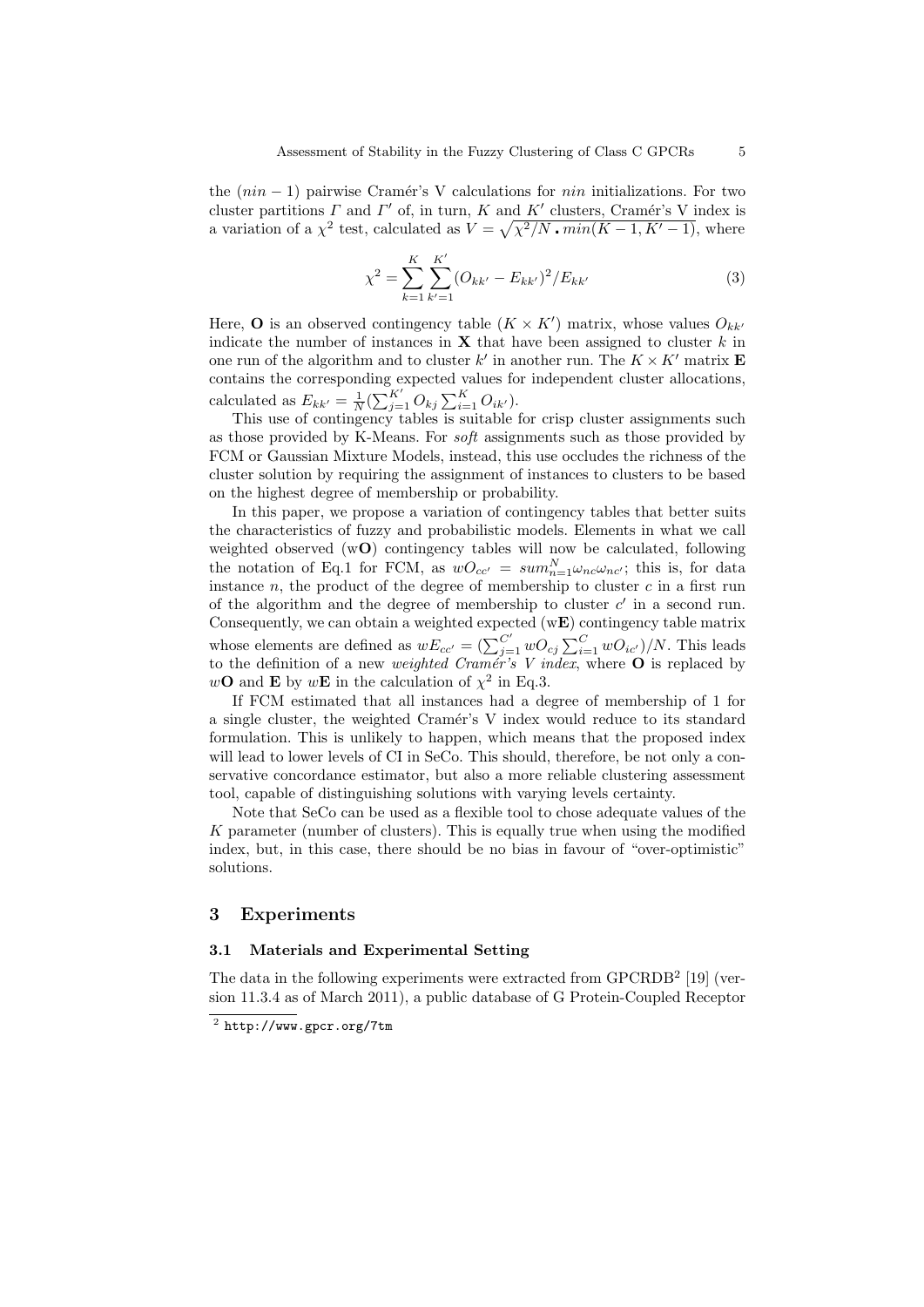the $(nin-1)$ pairwise Cramér's V calculations for $nin$ initializations. For two cluster partitions $\Gamma$ and $\Gamma'$ of, in turn, $K$ and $K'$ clusters, Cramér's V index is a variation of a $\chi^2$ test, calculated as $V = \sqrt{\chi^2/N \cdot min(K-1, K'-1)}$, where

$$\chi^2 = \sum_{k=1}^{K} \sum_{k'=1}^{K'} (O_{kk'} - E_{kk'})^2 / E_{kk'} \tag{3}$$

Here, $\mathbf{O}$ is an observed contingency table $(K \times K')$ matrix, whose values $O_{kk'}$ indicate the number of instances in $\mathbf{X}$ that have been assigned to cluster $k$ in one run of the algorithm and to cluster $k'$ in another run. The $K \times K'$ matrix $\mathbf{E}$ contains the corresponding expected values for independent cluster allocations, calculated as $E_{kk'} = \frac{1}{N}(\sum_{j=1}^{K'} O_{kj} \sum_{i=1}^{K} O_{ik'})$.

This use of contingency tables is suitable for crisp cluster assignments such as those provided by K-Means. For *soft* assignments such as those provided by FCM or Gaussian Mixture Models, instead, this use occludes the richness of the cluster solution by requiring the assignment of instances to clusters to be based on the highest degree of membership or probability.

In this paper, we propose a variation of contingency tables that better suits the characteristics of fuzzy and probabilistic models. Elements in what we call weighted observed (w$\mathbf{O}$) contingency tables will now be calculated, following the notation of Eq.1 for FCM, as $wO_{cc'} = sum_{n=1}^{N} \omega_{nc}\omega_{nc'}$; this is, for data instance $n$, the product of the degree of membership to cluster $c$ in a first run of the algorithm and the degree of membership to cluster $c'$ in a second run. Consequently, we can obtain a weighted expected (w$\mathbf{E}$) contingency table matrix whose elements are defined as $wE_{cc'} = (\sum_{j=1}^{C'} wO_{cj} \sum_{i=1}^{C} wO_{ic'})/N$. This leads to the definition of a new *weighted Cramér's V index*, where $\mathbf{O}$ is replaced by $w\mathbf{O}$ and $\mathbf{E}$ by $w\mathbf{E}$ in the calculation of $\chi^2$ in Eq.3.

If FCM estimated that all instances had a degree of membership of 1 for a single cluster, the weighted Cramér's V index would reduce to its standard formulation. This is unlikely to happen, which means that the proposed index will lead to lower levels of CI in SeCo. This should, therefore, be not only a conservative concordance estimator, but also a more reliable clustering assessment tool, capable of distinguishing solutions with varying levels certainty.

Note that SeCo can be used as a flexible tool to chose adequate values of the $K$ parameter (number of clusters). This is equally true when using the modified index, but, in this case, there should be no bias in favour of "over-optimistic" solutions.

## 3 Experiments

### 3.1 Materials and Experimental Setting

The data in the following experiments were extracted from GPCRDB[2] [19] (version 11.3.4 as of March 2011), a public database of G Protein-Coupled Receptor

[2] http://www.gpcr.org/7tm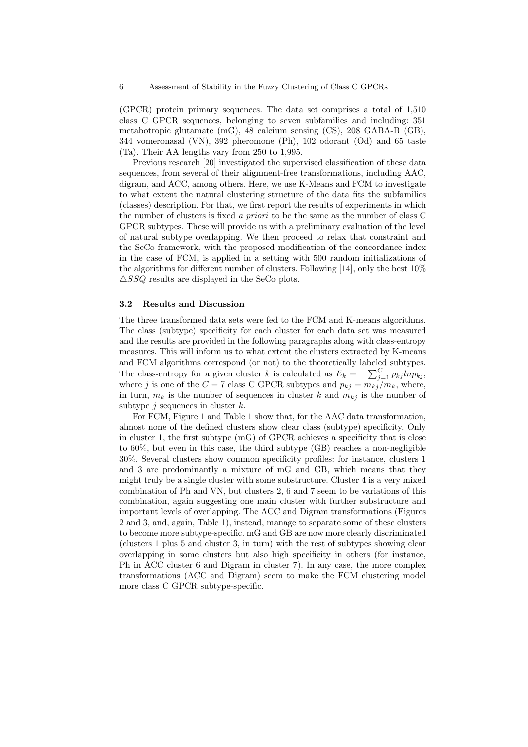(GPCR) protein primary sequences. The data set comprises a total of 1,510 class C GPCR sequences, belonging to seven subfamilies and including: 351 metabotropic glutamate (mG), 48 calcium sensing (CS), 208 GABA-B (GB), 344 vomeronasal (VN), 392 pheromone (Ph), 102 odorant (Od) and 65 taste (Ta). Their AA lengths vary from 250 to 1,995.

Previous research [20] investigated the supervised classification of these data sequences, from several of their alignment-free transformations, including AAC, digram, and ACC, among others. Here, we use K-Means and FCM to investigate to what extent the natural clustering structure of the data fits the subfamilies (classes) description. For that, we first report the results of experiments in which the number of clusters is fixed *a priori* to be the same as the number of class C GPCR subtypes. These will provide us with a preliminary evaluation of the level of natural subtype overlapping. We then proceed to relax that constraint and the SeCo framework, with the proposed modification of the concordance index in the case of FCM, is applied in a setting with 500 random initializations of the algorithms for different number of clusters. Following [14], only the best 10% $\triangle SSQ$ results are displayed in the SeCo plots.

### 3.2 Results and Discussion

The three transformed data sets were fed to the FCM and K-means algorithms. The class (subtype) specificity for each cluster for each data set was measured and the results are provided in the following paragraphs along with class-entropy measures. This will inform us to what extent the clusters extracted by K-means and FCM algorithms correspond (or not) to the theoretically labeled subtypes. The class-entropy for a given cluster $k$ is calculated as $E_k = -\sum_{j=1}^{C} p_{kj} ln p_{kj}$, where $j$ is one of the $C = 7$ class C GPCR subtypes and $p_{kj} = m_{kj}/m_k$, where, in turn, $m_k$ is the number of sequences in cluster $k$ and $m_{kj}$ is the number of subtype $j$ sequences in cluster $k$.

For FCM, Figure 1 and Table 1 show that, for the AAC data transformation, almost none of the defined clusters show clear class (subtype) specificity. Only in cluster 1, the first subtype (mG) of GPCR achieves a specificity that is close to 60%, but even in this case, the third subtype (GB) reaches a non-negligible 30%. Several clusters show common specificity profiles: for instance, clusters 1 and 3 are predominantly a mixture of mG and GB, which means that they might truly be a single cluster with some substructure. Cluster 4 is a very mixed combination of Ph and VN, but clusters 2, 6 and 7 seem to be variations of this combination, again suggesting one main cluster with further substructure and important levels of overlapping. The ACC and Digram transformations (Figures 2 and 3, and, again, Table 1), instead, manage to separate some of these clusters to become more subtype-specific. mG and GB are now more clearly discriminated (clusters 1 plus 5 and cluster 3, in turn) with the rest of subtypes showing clear overlapping in some clusters but also high specificity in others (for instance, Ph in ACC cluster 6 and Digram in cluster 7). In any case, the more complex transformations (ACC and Digram) seem to make the FCM clustering model more class C GPCR subtype-specific.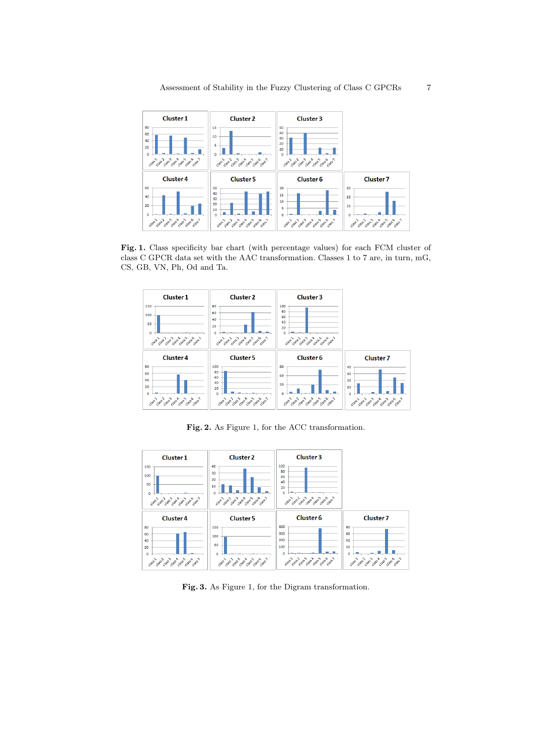**Fig. 1.** Class specificity bar chart (with percentage values) for each FCM cluster of class C GPCR data set with the AAC transformation. Classes 1 to 7 are, in turn, mG, CS, GB, VN, Ph, Od and Ta.

**Fig. 2.** As Figure 1, for the ACC transformation.

**Fig. 3.** As Figure 1, for the Digram transformation.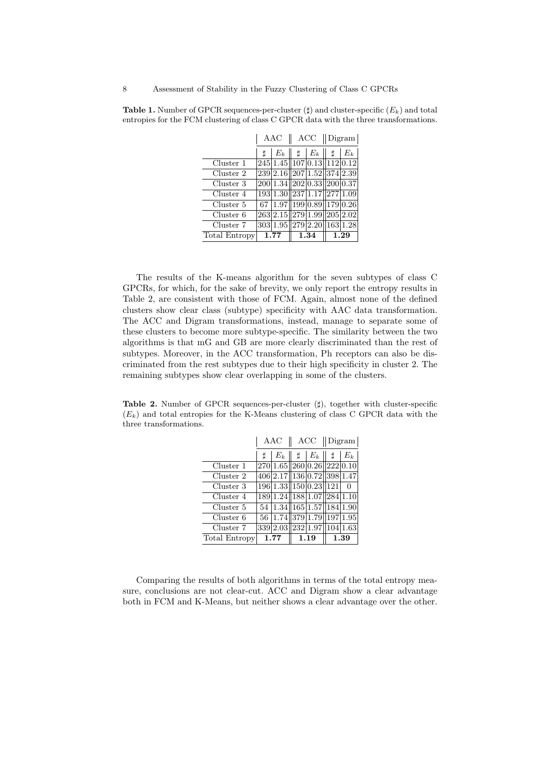**Table 1.** Number of GPCR sequences-per-cluster (♯) and cluster-specific ($E_k$) and total entropies for the FCM clustering of class C GPCR data with the three transformations.

| | AAC | | ACC | | Digram | |
|---|---|---|---|---|---|---|
| | ♯ | $E_k$ | ♯ | $E_k$ | ♯ | $E_k$ |
| Cluster 1 | 245 | 1.45 | 107 | 0.13 | 112 | 0.12 |
| Cluster 2 | 239 | 2.16 | 207 | 1.52 | 374 | 2.39 |
| Cluster 3 | 200 | 1.34 | 202 | 0.33 | 200 | 0.37 |
| Cluster 4 | 193 | 1.30 | 237 | 1.17 | 277 | 1.09 |
| Cluster 5 | 67 | 1.97 | 199 | 0.89 | 179 | 0.26 |
| Cluster 6 | 263 | 2.15 | 279 | 1.99 | 205 | 2.02 |
| Cluster 7 | 303 | 1.95 | 279 | 2.20 | 163 | 1.28 |
| Total Entropy | **1.77** | | **1.34** | | **1.29** | |

The results of the K-means algorithm for the seven subtypes of class C GPCRs, for which, for the sake of brevity, we only report the entropy results in Table 2, are consistent with those of FCM. Again, almost none of the defined clusters show clear class (subtype) specificity with AAC data transformation. The ACC and Digram transformations, instead, manage to separate some of these clusters to become more subtype-specific. The similarity between the two algorithms is that mG and GB are more clearly discriminated than the rest of subtypes. Moreover, in the ACC transformation, Ph receptors can also be discriminated from the rest subtypes due to their high specificity in cluster 2. The remaining subtypes show clear overlapping in some of the clusters.

**Table 2.** Number of GPCR sequences-per-cluster (♯), together with cluster-specific ($E_k$) and total entropies for the K-Means clustering of class C GPCR data with the three transformations.

| | AAC | | ACC | | Digram | |
|---|---|---|---|---|---|---|
| | ♯ | $E_k$ | ♯ | $E_k$ | ♯ | $E_k$ |
| Cluster 1 | 270 | 1.65 | 260 | 0.26 | 222 | 0.10 |
| Cluster 2 | 406 | 2.17 | 136 | 0.72 | 398 | 1.47 |
| Cluster 3 | 196 | 1.33 | 150 | 0.23 | 121 | 0 |
| Cluster 4 | 189 | 1.24 | 188 | 1.07 | 284 | 1.10 |
| Cluster 5 | 54 | 1.34 | 165 | 1.57 | 184 | 1.90 |
| Cluster 6 | 56 | 1.74 | 379 | 1.79 | 197 | 1.95 |
| Cluster 7 | 339 | 2.03 | 232 | 1.97 | 104 | 1.63 |
| Total Entropy | **1.77** | | **1.19** | | **1.39** | |

Comparing the results of both algorithms in terms of the total entropy measure, conclusions are not clear-cut. ACC and Digram show a clear advantage both in FCM and K-Means, but neither shows a clear advantage over the other.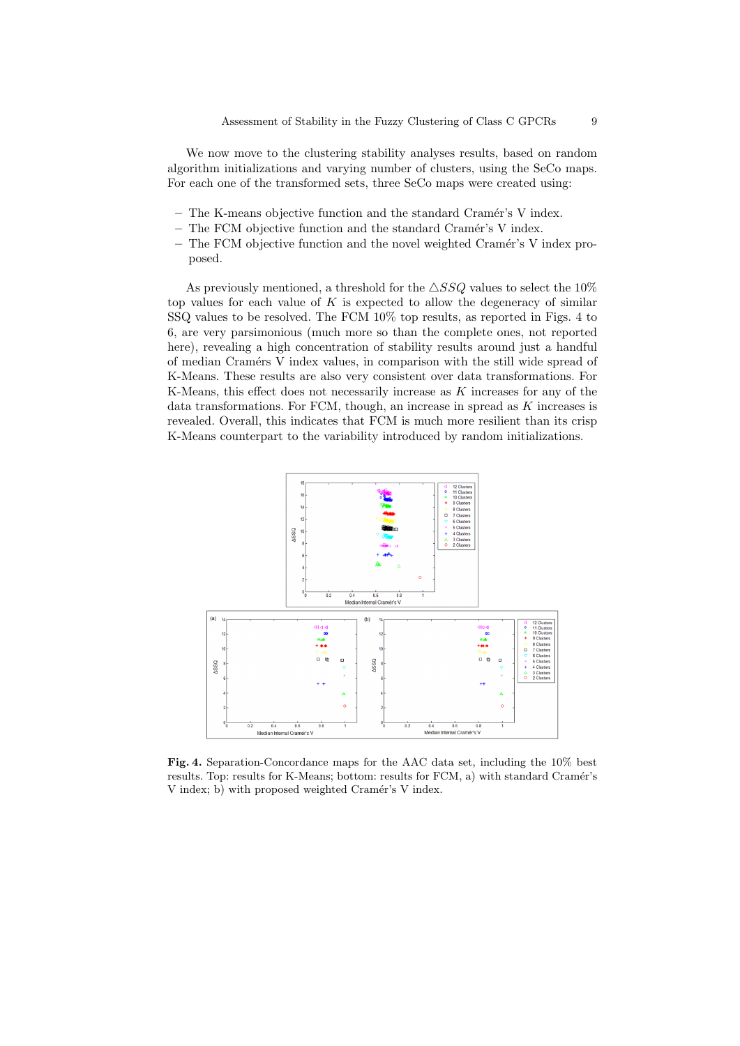We now move to the clustering stability analyses results, based on random algorithm initializations and varying number of clusters, using the SeCo maps. For each one of the transformed sets, three SeCo maps were created using:

- The K-means objective function and the standard Cramér's V index.
- The FCM objective function and the standard Cramér's V index.
- The FCM objective function and the novel weighted Cramér's V index proposed.

As previously mentioned, a threshold for the $\triangle SSQ$ values to select the 10% top values for each value of $K$ is expected to allow the degeneracy of similar SSQ values to be resolved. The FCM 10% top results, as reported in Figs. 4 to 6, are very parsimonious (much more so than the complete ones, not reported here), revealing a high concentration of stability results around just a handful of median Cramérs V index values, in comparison with the still wide spread of K-Means. These results are also very consistent over data transformations. For K-Means, this effect does not necessarily increase as $K$ increases for any of the data transformations. For FCM, though, an increase in spread as $K$ increases is revealed. Overall, this indicates that FCM is much more resilient than its crisp K-Means counterpart to the variability introduced by random initializations.

**Fig. 4.** Separation-Concordance maps for the AAC data set, including the 10% best results. Top: results for K-Means; bottom: results for FCM, a) with standard Cramér's V index; b) with proposed weighted Cramér's V index.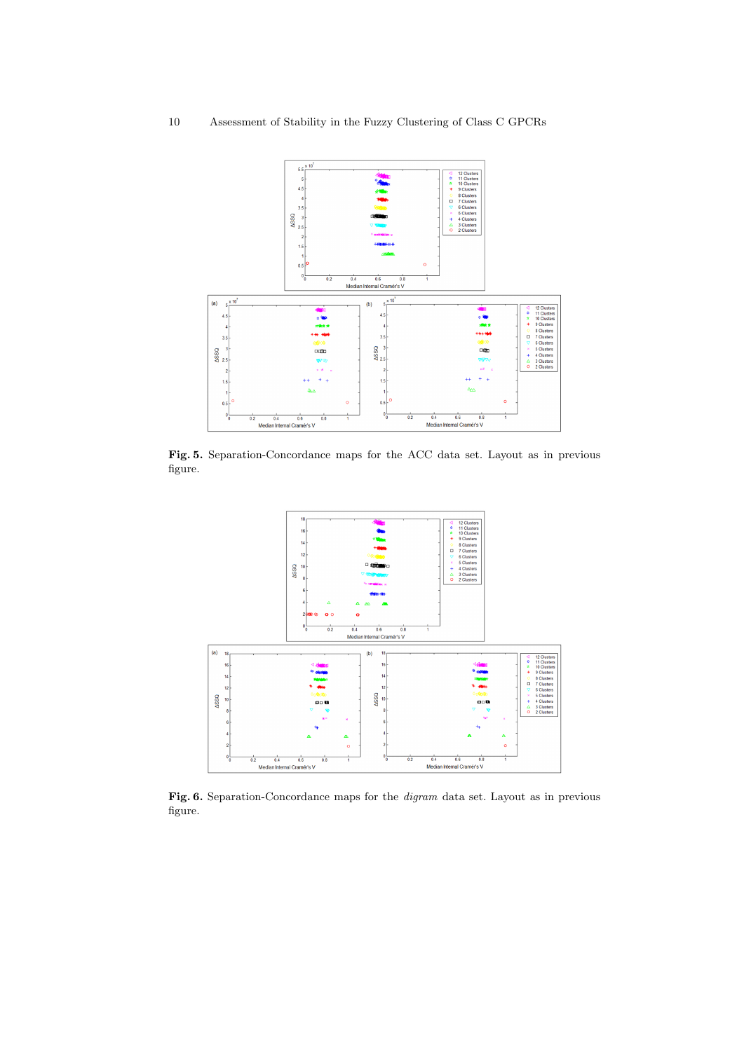**Fig. 5.** Separation-Concordance maps for the ACC data set. Layout as in previous figure.

**Fig. 6.** Separation-Concordance maps for the *digram* data set. Layout as in previous figure.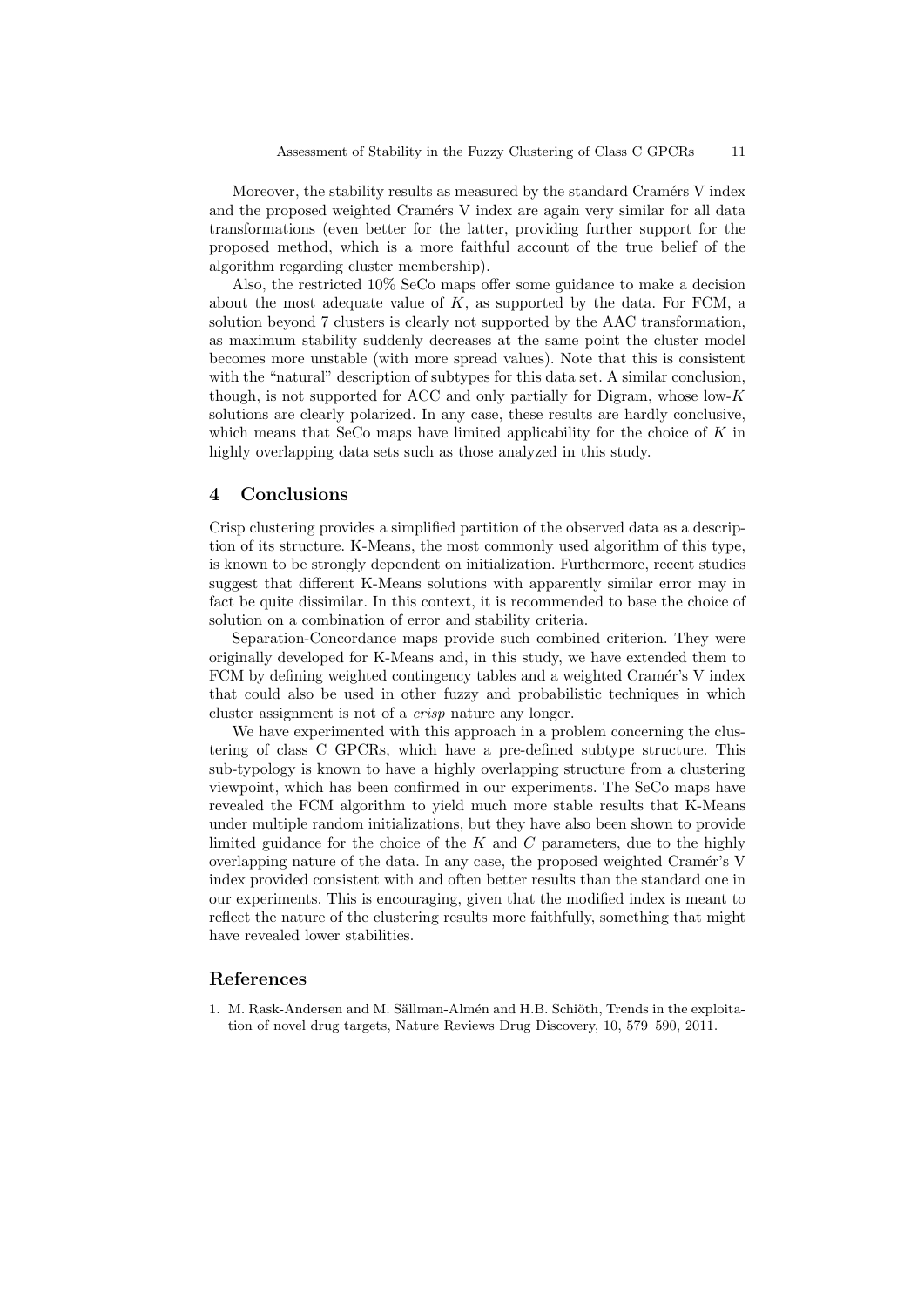Moreover, the stability results as measured by the standard Cramérs V index and the proposed weighted Cramérs V index are again very similar for all data transformations (even better for the latter, providing further support for the proposed method, which is a more faithful account of the true belief of the algorithm regarding cluster membership).

Also, the restricted 10% SeCo maps offer some guidance to make a decision about the most adequate value of $K$, as supported by the data. For FCM, a solution beyond 7 clusters is clearly not supported by the AAC transformation, as maximum stability suddenly decreases at the same point the cluster model becomes more unstable (with more spread values). Note that this is consistent with the "natural" description of subtypes for this data set. A similar conclusion, though, is not supported for ACC and only partially for Digram, whose low-$K$ solutions are clearly polarized. In any case, these results are hardly conclusive, which means that SeCo maps have limited applicability for the choice of $K$ in highly overlapping data sets such as those analyzed in this study.

## 4 Conclusions

Crisp clustering provides a simplified partition of the observed data as a description of its structure. K-Means, the most commonly used algorithm of this type, is known to be strongly dependent on initialization. Furthermore, recent studies suggest that different K-Means solutions with apparently similar error may in fact be quite dissimilar. In this context, it is recommended to base the choice of solution on a combination of error and stability criteria.

Separation-Concordance maps provide such combined criterion. They were originally developed for K-Means and, in this study, we have extended them to FCM by defining weighted contingency tables and a weighted Cramér's V index that could also be used in other fuzzy and probabilistic techniques in which cluster assignment is not of a *crisp* nature any longer.

We have experimented with this approach in a problem concerning the clustering of class C GPCRs, which have a pre-defined subtype structure. This sub-typology is known to have a highly overlapping structure from a clustering viewpoint, which has been confirmed in our experiments. The SeCo maps have revealed the FCM algorithm to yield much more stable results that K-Means under multiple random initializations, but they have also been shown to provide limited guidance for the choice of the $K$ and $C$ parameters, due to the highly overlapping nature of the data. In any case, the proposed weighted Cramér's V index provided consistent with and often better results than the standard one in our experiments. This is encouraging, given that the modified index is meant to reflect the nature of the clustering results more faithfully, something that might have revealed lower stabilities.

## References

1. M. Rask-Andersen and M. Sällman-Almén and H.B. Schiöth, Trends in the exploitation of novel drug targets, Nature Reviews Drug Discovery, 10, 579–590, 2011.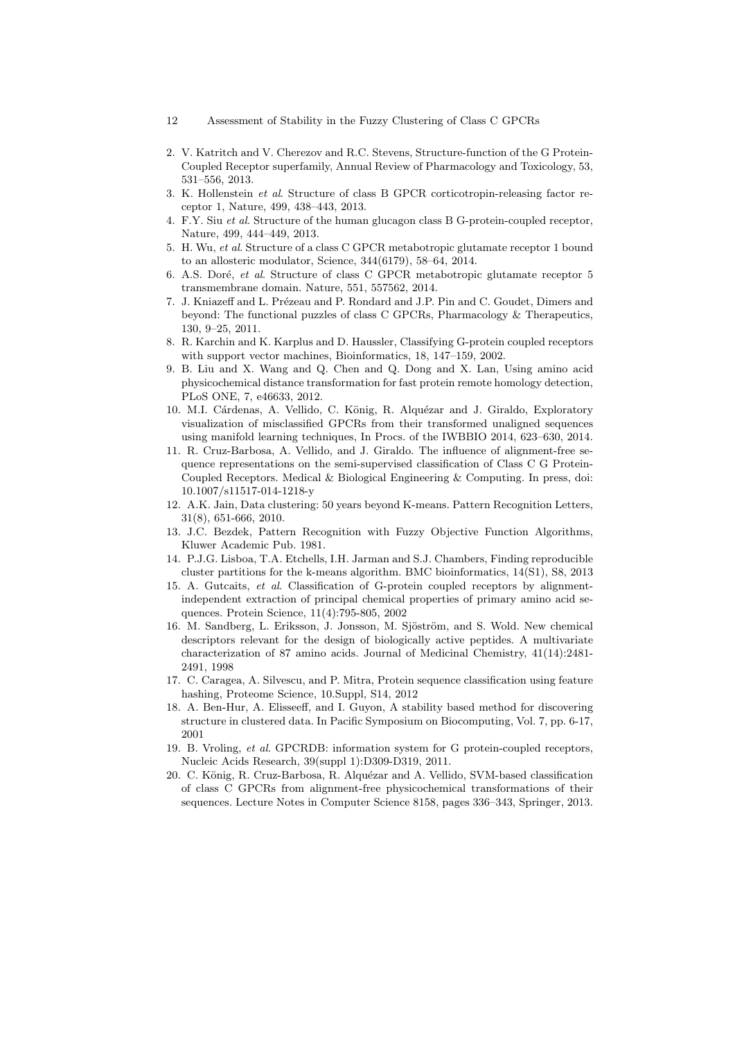2. V. Katritch and V. Cherezov and R.C. Stevens, Structure-function of the G Protein-Coupled Receptor superfamily, Annual Review of Pharmacology and Toxicology, 53, 531–556, 2013.
3. K. Hollenstein *et al*. Structure of class B GPCR corticotropin-releasing factor receptor 1, Nature, 499, 438–443, 2013.
4. F.Y. Siu *et al*. Structure of the human glucagon class B G-protein-coupled receptor, Nature, 499, 444–449, 2013.
5. H. Wu, *et al*. Structure of a class C GPCR metabotropic glutamate receptor 1 bound to an allosteric modulator, Science, 344(6179), 58–64, 2014.
6. A.S. Doré, *et al*. Structure of class C GPCR metabotropic glutamate receptor 5 transmembrane domain. Nature, 551, 557562, 2014.
7. J. Kniazeff and L. Prézeau and P. Rondard and J.P. Pin and C. Goudet, Dimers and beyond: The functional puzzles of class C GPCRs, Pharmacology & Therapeutics, 130, 9–25, 2011.
8. R. Karchin and K. Karplus and D. Haussler, Classifying G-protein coupled receptors with support vector machines, Bioinformatics, 18, 147–159, 2002.
9. B. Liu and X. Wang and Q. Chen and Q. Dong and X. Lan, Using amino acid physicochemical distance transformation for fast protein remote homology detection, PLoS ONE, 7, e46633, 2012.
10. M.I. Cárdenas, A. Vellido, C. König, R. Alquézar and J. Giraldo, Exploratory visualization of misclassified GPCRs from their transformed unaligned sequences using manifold learning techniques, In Procs. of the IWBBIO 2014, 623–630, 2014.
11. R. Cruz-Barbosa, A. Vellido, and J. Giraldo. The influence of alignment-free sequence representations on the semi-supervised classification of Class C G Protein-Coupled Receptors. Medical & Biological Engineering & Computing. In press, doi: 10.1007/s11517-014-1218-y
12. A.K. Jain, Data clustering: 50 years beyond K-means. Pattern Recognition Letters, 31(8), 651-666, 2010.
13. J.C. Bezdek, Pattern Recognition with Fuzzy Objective Function Algorithms, Kluwer Academic Pub. 1981.
14. P.J.G. Lisboa, T.A. Etchells, I.H. Jarman and S.J. Chambers, Finding reproducible cluster partitions for the k-means algorithm. BMC bioinformatics, 14(S1), S8, 2013
15. A. Gutcaits, *et al*. Classification of G-protein coupled receptors by alignment-independent extraction of principal chemical properties of primary amino acid sequences. Protein Science, 11(4):795-805, 2002
16. M. Sandberg, L. Eriksson, J. Jonsson, M. Sjöström, and S. Wold. New chemical descriptors relevant for the design of biologically active peptides. A multivariate characterization of 87 amino acids. Journal of Medicinal Chemistry, 41(14):2481-2491, 1998
17. C. Caragea, A. Silvescu, and P. Mitra, Protein sequence classification using feature hashing, Proteome Science, 10.Suppl, S14, 2012
18. A. Ben-Hur, A. Elisseeff, and I. Guyon, A stability based method for discovering structure in clustered data. In Pacific Symposium on Biocomputing, Vol. 7, pp. 6-17, 2001
19. B. Vroling, *et al*. GPCRDB: information system for G protein-coupled receptors, Nucleic Acids Research, 39(suppl 1):D309-D319, 2011.
20. C. König, R. Cruz-Barbosa, R. Alquézar and A. Vellido, SVM-based classification of class C GPCRs from alignment-free physicochemical transformations of their sequences. Lecture Notes in Computer Science 8158, pages 336–343, Springer, 2013.